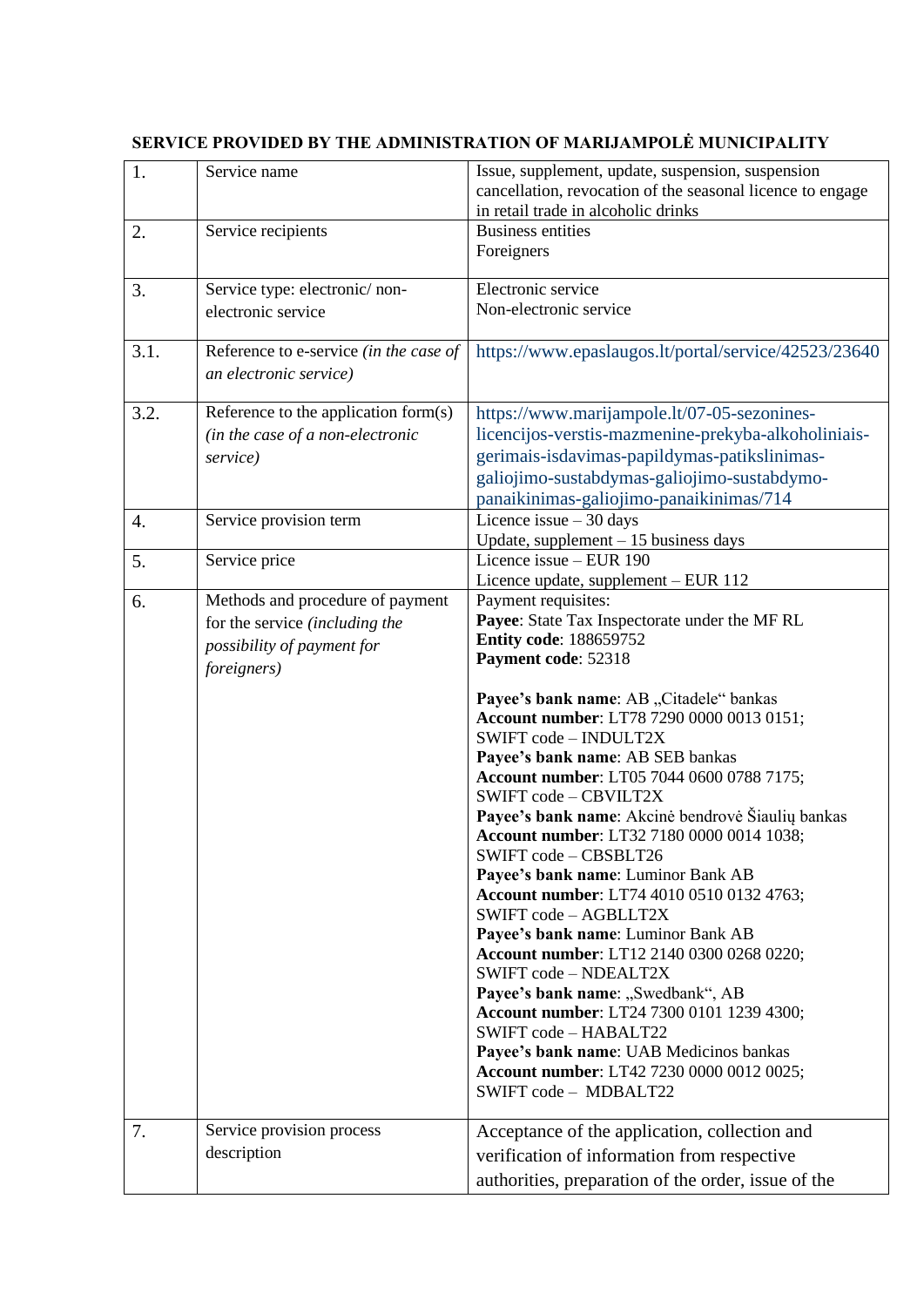**SERVICE PROVIDED BY THE ADMINISTRATION OF MARIJAMPOLĖ MUNICIPALITY**

| | | |
|---|---|---|
| 1. | Service name | Issue, supplement, update, suspension, suspension cancellation, revocation of the seasonal licence to engage in retail trade in alcoholic drinks |
| 2. | Service recipients | Business entities<br>Foreigners |
| 3. | Service type: electronic/ non-electronic service | Electronic service<br>Non-electronic service |
| 3.1. | Reference to e-service *(in the case of an electronic service)* | https://www.epaslaugos.lt/portal/service/42523/23640 |
| 3.2. | Reference to the application form(s) *(in the case of a non-electronic service)* | https://www.marijampole.lt/07-05-sezonines-licencijos-verstis-mazmenine-prekyba-alkoholiniais-gerimais-isdavimas-papildymas-patikslinimas-galiojimo-sustabdymas-galiojimo-sustabdymo-panaikinimas-galiojimo-panaikinimas/714 |
| 4. | Service provision term | Licence issue – 30 days<br>Update, supplement – 15 business days |
| 5. | Service price | Licence issue – EUR 190<br>Licence update, supplement – EUR 112 |
| 6. | Methods and procedure of payment for the service *(including the possibility of payment for foreigners)* | Payment requisites:<br>**Payee**: State Tax Inspectorate under the MF RL<br>**Entity code**: 188659752<br>**Payment code**: 52318<br><br>**Payee's bank name**: AB „Citadele" bankas<br>**Account number**: LT78 7290 0000 0013 0151;<br>SWIFT code – INDULT2X<br>**Payee's bank name**: AB SEB bankas<br>**Account number**: LT05 7044 0600 0788 7175;<br>SWIFT code – CBVILT2X<br>**Payee's bank name**: Akcinė bendrovė Šiaulių bankas<br>**Account number**: LT32 7180 0000 0014 1038;<br>SWIFT code – CBSBLT26<br>**Payee's bank name**: Luminor Bank AB<br>**Account number**: LT74 4010 0510 0132 4763;<br>SWIFT code – AGBLLT2X<br>**Payee's bank name**: Luminor Bank AB<br>**Account number**: LT12 2140 0300 0268 0220;<br>SWIFT code – NDEALT2X<br>**Payee's bank name**: „Swedbank", AB<br>**Account number**: LT24 7300 0101 1239 4300;<br>SWIFT code – HABALT22<br>**Payee's bank name**: UAB Medicinos bankas<br>**Account number**: LT42 7230 0000 0012 0025;<br>SWIFT code – MDBALT22 |
| 7. | Service provision process description | Acceptance of the application, collection and verification of information from respective authorities, preparation of the order, issue of the |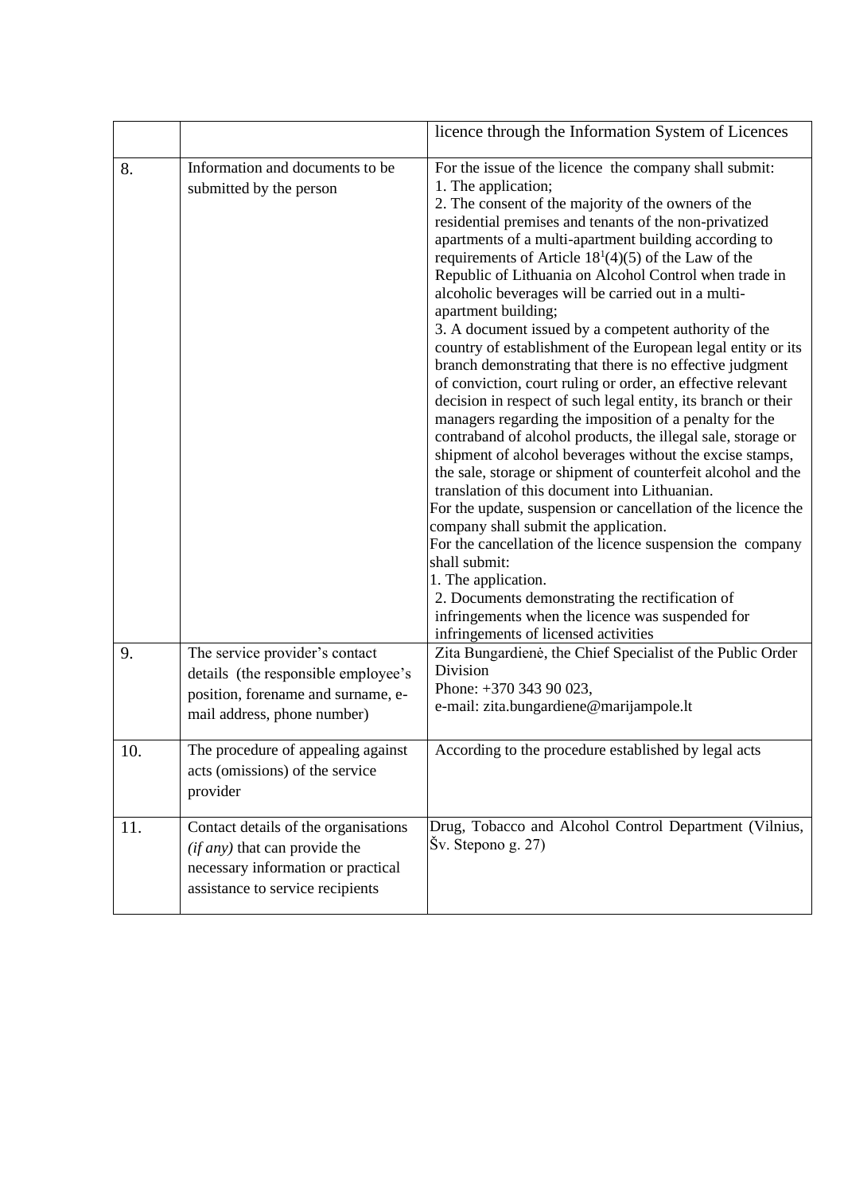| | | |
|---|---|---|
| | | licence through the Information System of Licences |
| 8. | Information and documents to be submitted by the person | For the issue of the licence the company shall submit:<br>1. The application;<br>2. The consent of the majority of the owners of the residential premises and tenants of the non-privatized apartments of a multi-apartment building according to requirements of Article $18^1$(4)(5) of the Law of the Republic of Lithuania on Alcohol Control when trade in alcoholic beverages will be carried out in a multi-apartment building;<br>3. A document issued by a competent authority of the country of establishment of the European legal entity or its branch demonstrating that there is no effective judgment of conviction, court ruling or order, an effective relevant decision in respect of such legal entity, its branch or their managers regarding the imposition of a penalty for the contraband of alcohol products, the illegal sale, storage or shipment of alcohol beverages without the excise stamps, the sale, storage or shipment of counterfeit alcohol and the translation of this document into Lithuanian.<br>For the update, suspension or cancellation of the licence the company shall submit the application.<br>For the cancellation of the licence suspension the company shall submit:<br>1. The application.<br>2. Documents demonstrating the rectification of infringements when the licence was suspended for infringements of licensed activities |
| 9. | The service provider's contact details (the responsible employee's position, forename and surname, e-mail address, phone number) | Zita Bungardienė, the Chief Specialist of the Public Order Division<br>Phone: +370 343 90 023,<br>e-mail: zita.bungardiene@marijampole.lt |
| 10. | The procedure of appealing against acts (omissions) of the service provider | According to the procedure established by legal acts |
| 11. | Contact details of the organisations *(if any)* that can provide the necessary information or practical assistance to service recipients | Drug, Tobacco and Alcohol Control Department (Vilnius, Šv. Stepono g. 27) |